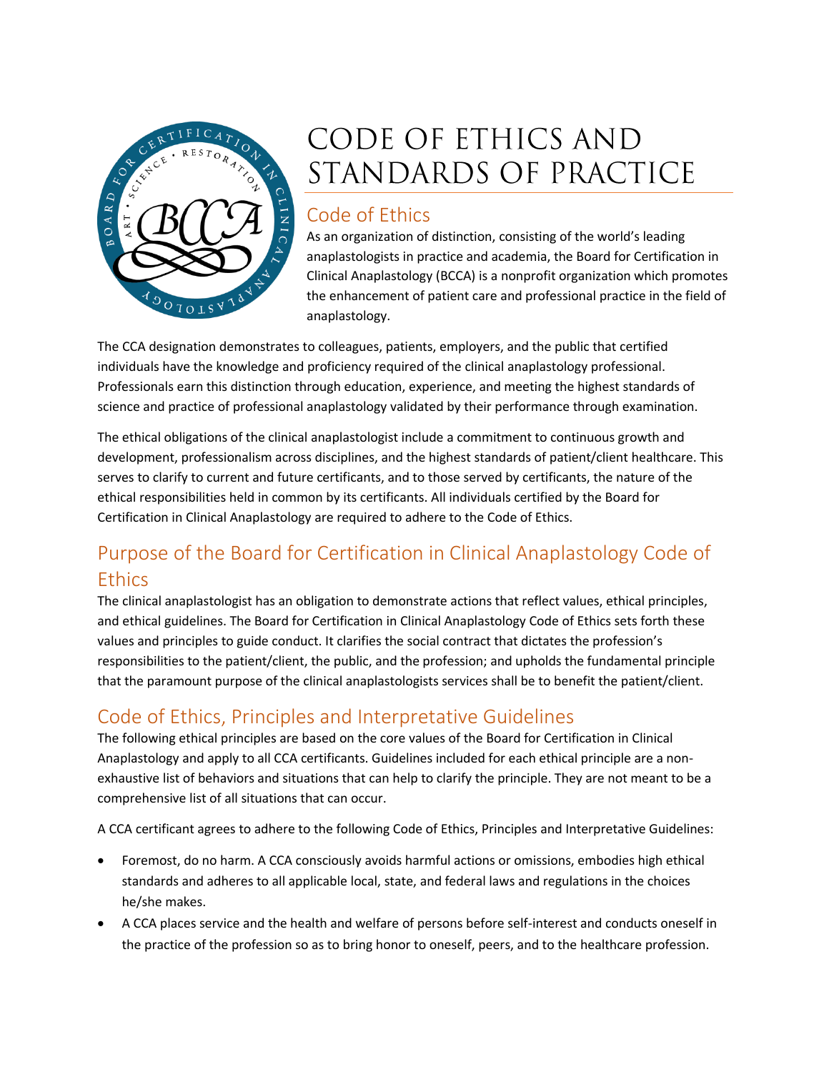# CODE OF ETHICS AND STANDARDS OF PRACTICE

## Code of Ethics

As an organization of distinction, consisting of the world's leading anaplastologists in practice and academia, the Board for Certification in Clinical Anaplastology (BCCA) is a nonprofit organization which promotes the enhancement of patient care and professional practice in the field of anaplastology.

The CCA designation demonstrates to colleagues, patients, employers, and the public that certified individuals have the knowledge and proficiency required of the clinical anaplastology professional. Professionals earn this distinction through education, experience, and meeting the highest standards of science and practice of professional anaplastology validated by their performance through examination.

The ethical obligations of the clinical anaplastologist include a commitment to continuous growth and development, professionalism across disciplines, and the highest standards of patient/client healthcare. This serves to clarify to current and future certificants, and to those served by certificants, the nature of the ethical responsibilities held in common by its certificants. All individuals certified by the Board for Certification in Clinical Anaplastology are required to adhere to the Code of Ethics.

## Purpose of the Board for Certification in Clinical Anaplastology Code of Ethics

The clinical anaplastologist has an obligation to demonstrate actions that reflect values, ethical principles, and ethical guidelines. The Board for Certification in Clinical Anaplastology Code of Ethics sets forth these values and principles to guide conduct. It clarifies the social contract that dictates the profession's responsibilities to the patient/client, the public, and the profession; and upholds the fundamental principle that the paramount purpose of the clinical anaplastologists services shall be to benefit the patient/client.

## Code of Ethics, Principles and Interpretative Guidelines

The following ethical principles are based on the core values of the Board for Certification in Clinical Anaplastology and apply to all CCA certificants. Guidelines included for each ethical principle are a non-exhaustive list of behaviors and situations that can help to clarify the principle. They are not meant to be a comprehensive list of all situations that can occur.

A CCA certificant agrees to adhere to the following Code of Ethics, Principles and Interpretative Guidelines:

- Foremost, do no harm. A CCA consciously avoids harmful actions or omissions, embodies high ethical standards and adheres to all applicable local, state, and federal laws and regulations in the choices he/she makes.
- A CCA places service and the health and welfare of persons before self-interest and conducts oneself in the practice of the profession so as to bring honor to oneself, peers, and to the healthcare profession.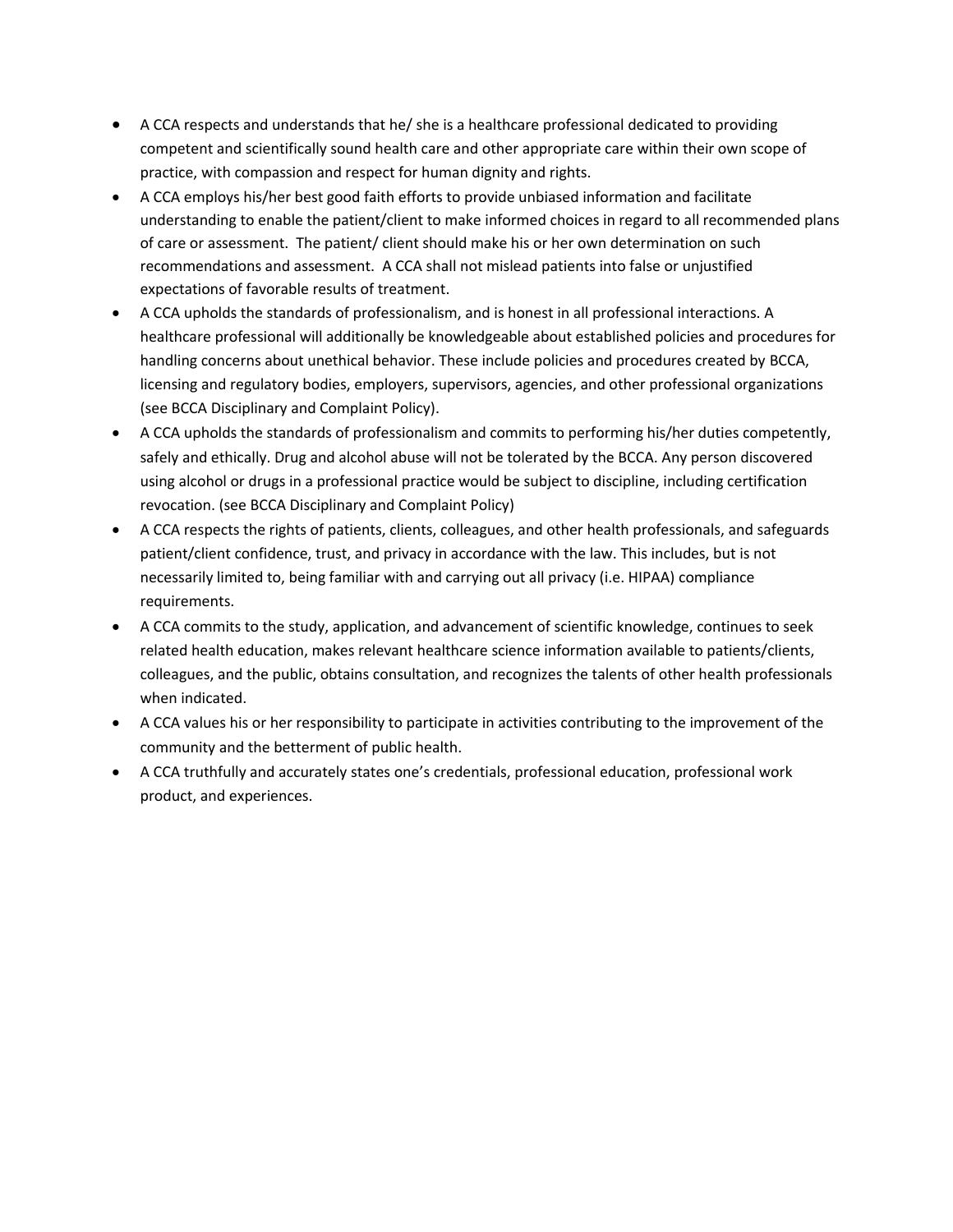- A CCA respects and understands that he/ she is a healthcare professional dedicated to providing competent and scientifically sound health care and other appropriate care within their own scope of practice, with compassion and respect for human dignity and rights.
- A CCA employs his/her best good faith efforts to provide unbiased information and facilitate understanding to enable the patient/client to make informed choices in regard to all recommended plans of care or assessment. The patient/ client should make his or her own determination on such recommendations and assessment. A CCA shall not mislead patients into false or unjustified expectations of favorable results of treatment.
- A CCA upholds the standards of professionalism, and is honest in all professional interactions. A healthcare professional will additionally be knowledgeable about established policies and procedures for handling concerns about unethical behavior. These include policies and procedures created by BCCA, licensing and regulatory bodies, employers, supervisors, agencies, and other professional organizations (see BCCA Disciplinary and Complaint Policy).
- A CCA upholds the standards of professionalism and commits to performing his/her duties competently, safely and ethically. Drug and alcohol abuse will not be tolerated by the BCCA. Any person discovered using alcohol or drugs in a professional practice would be subject to discipline, including certification revocation. (see BCCA Disciplinary and Complaint Policy)
- A CCA respects the rights of patients, clients, colleagues, and other health professionals, and safeguards patient/client confidence, trust, and privacy in accordance with the law. This includes, but is not necessarily limited to, being familiar with and carrying out all privacy (i.e. HIPAA) compliance requirements.
- A CCA commits to the study, application, and advancement of scientific knowledge, continues to seek related health education, makes relevant healthcare science information available to patients/clients, colleagues, and the public, obtains consultation, and recognizes the talents of other health professionals when indicated.
- A CCA values his or her responsibility to participate in activities contributing to the improvement of the community and the betterment of public health.
- A CCA truthfully and accurately states one's credentials, professional education, professional work product, and experiences.